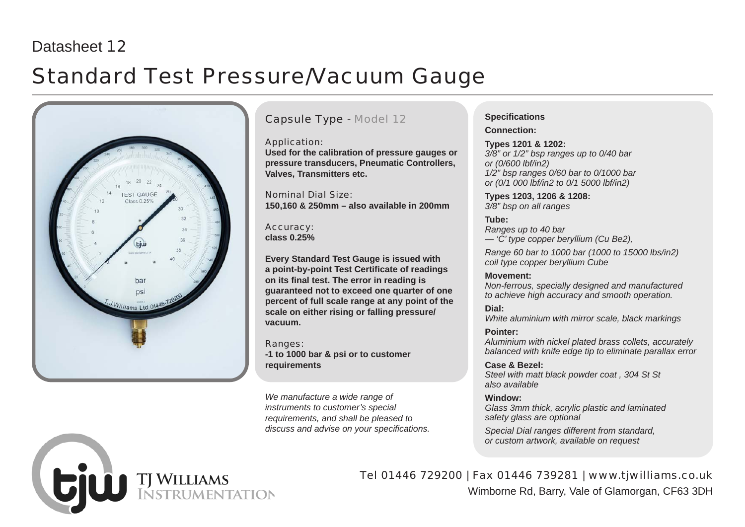Datasheet 12

# Standard Test Pressure/Vacuum Gauge

## Capsule Type - Model 12

Application:
**Used for the calibration of pressure gauges or pressure transducers, Pneumatic Controllers, Valves, Transmitters etc.**

Nominal Dial Size:
**150,160 & 250mm – also available in 200mm**

Accuracy:
**class 0.25%**

**Every Standard Test Gauge is issued with a point-by-point Test Certificate of readings on its final test. The error in reading is guaranteed not to exceed one quarter of one percent of full scale range at any point of the scale on either rising or falling pressure/ vacuum.**

Ranges:
**-1 to 1000 bar & psi or to customer requirements**

*We manufacture a wide range of instruments to customer's special requirements, and shall be pleased to discuss and advise on your specifications.*

**Specifications**

**Connection:**

**Types 1201 & 1202:**
*3/8" or 1/2" bsp ranges up to 0/40 bar or (0/600 lbf/in2)*
*1/2" bsp ranges 0/60 bar to 0/1000 bar or (0/1 000 lbf/in2 to 0/1 5000 lbf/in2)*

**Types 1203, 1206 & 1208:**
*3/8" bsp on all ranges*

**Tube:**
*Ranges up to 40 bar — 'C' type copper beryllium (Cu Be2),*

*Range 60 bar to 1000 bar (1000 to 15000 lbs/in2) coil type copper beryllium Cube*

**Movement:**
*Non-ferrous, specially designed and manufactured to achieve high accuracy and smooth operation.*

**Dial:**
*White aluminium with mirror scale, black markings*

**Pointer:**
*Aluminium with nickel plated brass collets, accurately balanced with knife edge tip to eliminate parallax error*

**Case & Bezel:**
*Steel with matt black powder coat , 304 St St also available*

**Window:**
*Glass 3mm thick, acrylic plastic and laminated safety glass are optional*

*Special Dial ranges different from standard, or custom artwork, available on request*

TJ Williams Instrumentation

Tel 01446 729200 | Fax 01446 739281 | www.tjwilliams.co.uk
Wimborne Rd, Barry, Vale of Glamorgan, CF63 3DH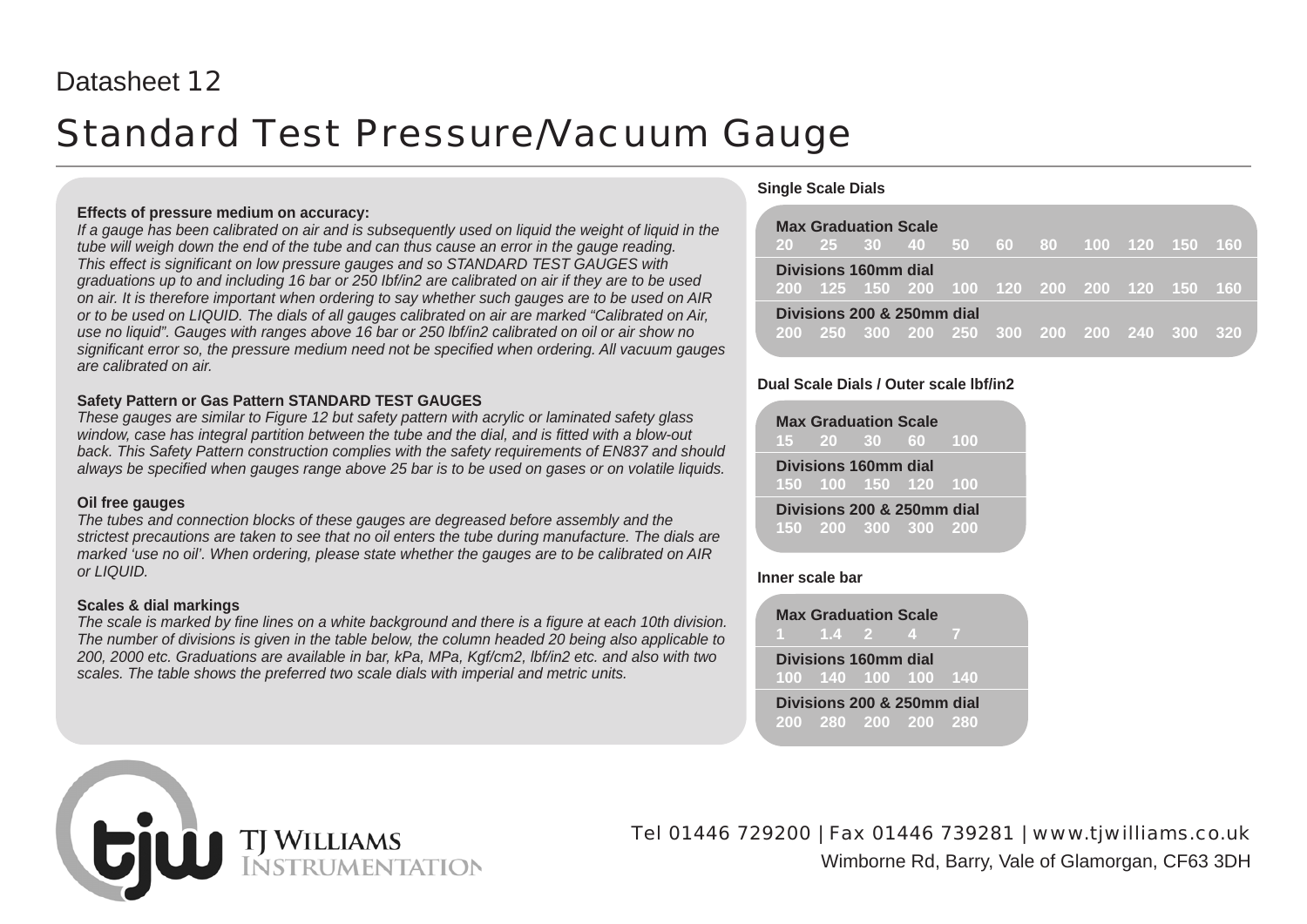Datasheet 12

# Standard Test Pressure/Vacuum Gauge

**Effects of pressure medium on accuracy:**

*If a gauge has been calibrated on air and is subsequently used on liquid the weight of liquid in the tube will weigh down the end of the tube and can thus cause an error in the gauge reading. This effect is significant on low pressure gauges and so STANDARD TEST GAUGES with graduations up to and including 16 bar or 250 Ibf/in2 are calibrated on air if they are to be used on air. It is therefore important when ordering to say whether such gauges are to be used on AIR or to be used on LIQUID. The dials of all gauges calibrated on air are marked "Calibrated on Air, use no liquid". Gauges with ranges above 16 bar or 250 lbf/in2 calibrated on oil or air show no significant error so, the pressure medium need not be specified when ordering. All vacuum gauges are calibrated on air.*

**Safety Pattern or Gas Pattern STANDARD TEST GAUGES**

*These gauges are similar to Figure 12 but safety pattern with acrylic or laminated safety glass window, case has integral partition between the tube and the dial, and is fitted with a blow-out back. This Safety Pattern construction complies with the safety requirements of EN837 and should always be specified when gauges range above 25 bar is to be used on gases or on volatile liquids.*

**Oil free gauges**

*The tubes and connection blocks of these gauges are degreased before assembly and the strictest precautions are taken to see that no oil enters the tube during manufacture. The dials are marked 'use no oil'. When ordering, please state whether the gauges are to be calibrated on AIR or LIQUID.*

**Scales & dial markings**

*The scale is marked by fine lines on a white background and there is a figure at each 10th division. The number of divisions is given in the table below, the column headed 20 being also applicable to 200, 2000 etc. Graduations are available in bar, kPa, MPa, Kgf/cm2, lbf/in2 etc. and also with two scales. The table shows the preferred two scale dials with imperial and metric units.*

**Single Scale Dials**

| Max Graduation Scale | 20 | 25 | 30 | 40 | 50 | 60 | 80 | 100 | 120 | 150 | 160 |
|---|---|---|---|---|---|---|---|---|---|---|---|
| Divisions 160mm dial | 200 | 125 | 150 | 200 | 100 | 120 | 200 | 200 | 120 | 150 | 160 |
| Divisions 200 & 250mm dial | 200 | 250 | 300 | 200 | 250 | 300 | 200 | 200 | 240 | 300 | 320 |

**Dual Scale Dials / Outer scale lbf/in2**

| Max Graduation Scale | 15 | 20 | 30 | 60 | 100 |
|---|---|---|---|---|---|
| Divisions 160mm dial | 150 | 100 | 150 | 120 | 100 |
| Divisions 200 & 250mm dial | 150 | 200 | 300 | 300 | 200 |

**Inner scale bar**

| Max Graduation Scale | 1 | 1.4 | 2 | 4 | 7 |
|---|---|---|---|---|---|
| Divisions 160mm dial | 100 | 140 | 100 | 100 | 140 |
| Divisions 200 & 250mm dial | 200 | 280 | 200 | 200 | 280 |

TJ Williams Instrumentation

Tel 01446 729200 | Fax 01446 739281 | www.tjwilliams.co.uk

Wimborne Rd, Barry, Vale of Glamorgan, CF63 3DH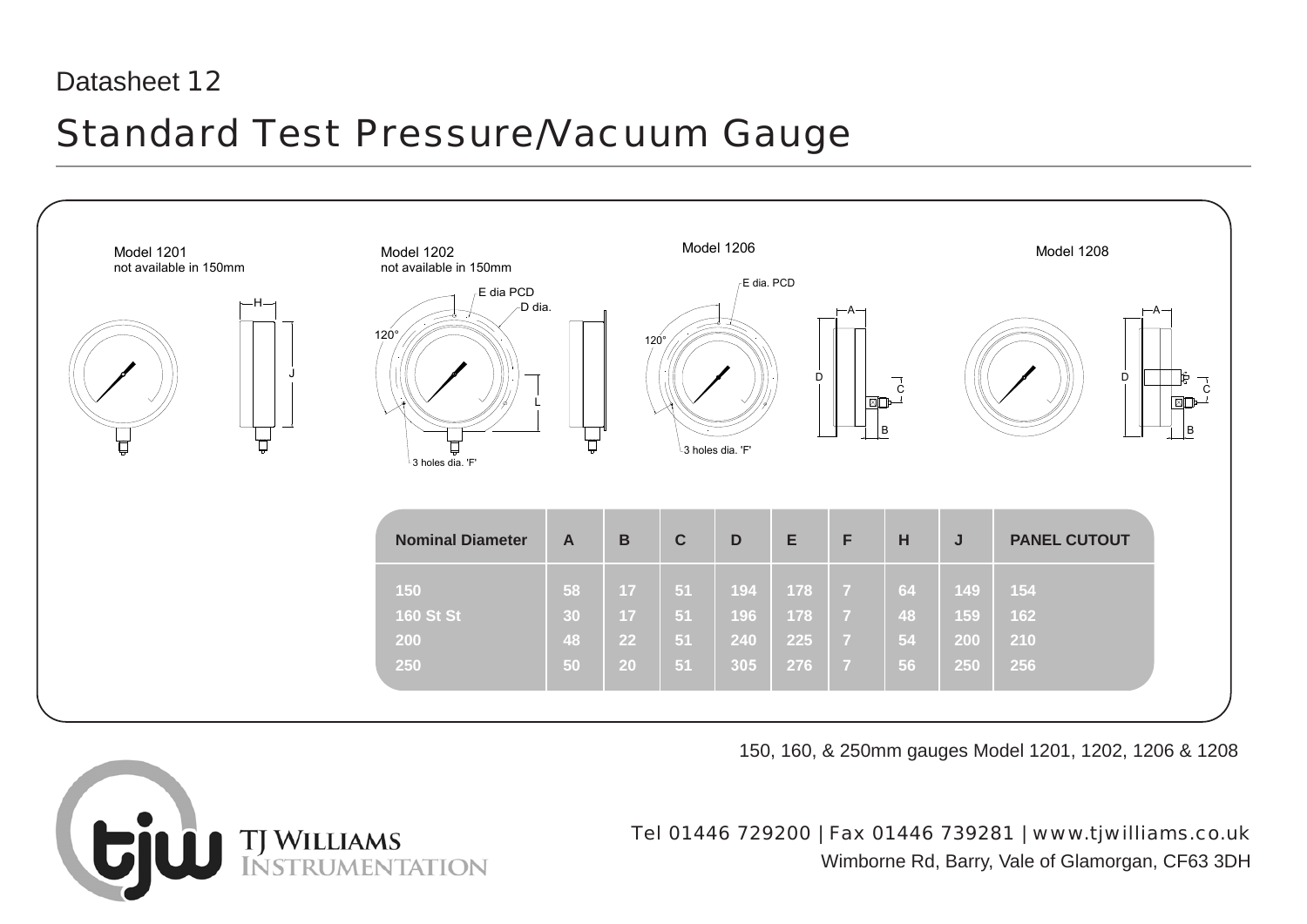Datasheet 12

# Standard Test Pressure/Vacuum Gauge

Model 1201
not available in 150mm

Model 1202
not available in 150mm

Model 1206

Model 1208

E dia PCD
D dia.
120°
3 holes dia. 'F'
H
J
L
A
B
C
D
E dia. PCD

| Nominal Diameter | A | B | C | D | E | F | H | J | PANEL CUTOUT |
|---|---|---|---|---|---|---|---|---|---|
| 150 | 58 | 17 | 51 | 194 | 178 | 7 | 64 | 149 | 154 |
| 160 St St | 30 | 17 | 51 | 196 | 178 | 7 | 48 | 159 | 162 |
| 200 | 48 | 22 | 51 | 240 | 225 | 7 | 54 | 200 | 210 |
| 250 | 50 | 20 | 51 | 305 | 276 | 7 | 56 | 250 | 256 |

150, 160, & 250mm gauges Model 1201, 1202, 1206 & 1208

TJ Williams Instrumentation

Tel 01446 729200 | Fax 01446 739281 | www.tjwilliams.co.uk
Wimborne Rd, Barry, Vale of Glamorgan, CF63 3DH